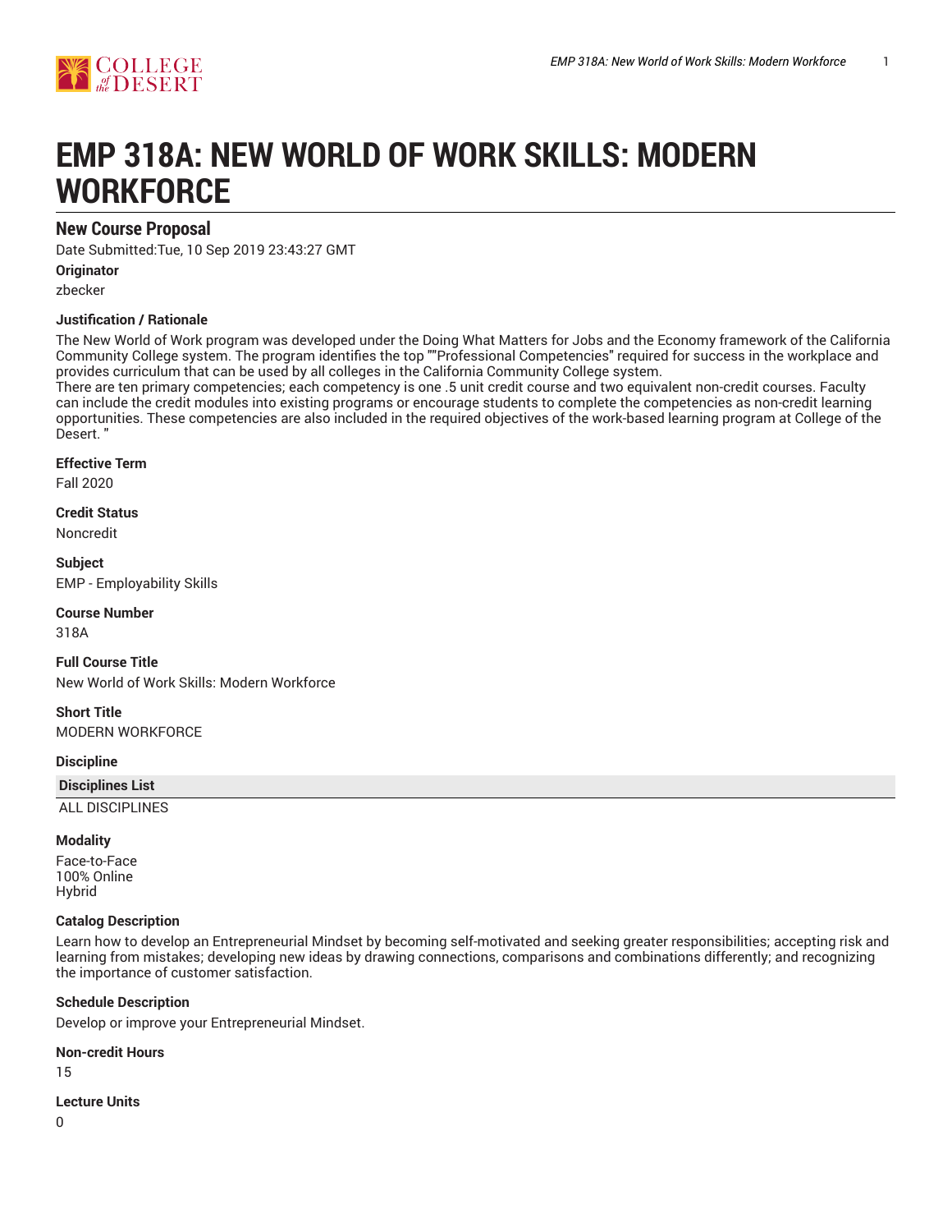# EMP 318A: NEW WORLD OF WORK SKILLS: MODERN WORKFORCE

## New Course Proposal

Date Submitted:Tue, 10 Sep 2019 23:43:27 GMT

**Originator**

zbecker

**Justification / Rationale**

The New World of Work program was developed under the Doing What Matters for Jobs and the Economy framework of the California Community College system. The program identifies the top ""Professional Competencies" required for success in the workplace and provides curriculum that can be used by all colleges in the California Community College system.
There are ten primary competencies; each competency is one .5 unit credit course and two equivalent non-credit courses. Faculty can include the credit modules into existing programs or encourage students to complete the competencies as non-credit learning opportunities. These competencies are also included in the required objectives of the work-based learning program at College of the Desert. "

**Effective Term**

Fall 2020

**Credit Status**

Noncredit

**Subject**

EMP - Employability Skills

**Course Number**

318A

**Full Course Title**

New World of Work Skills: Modern Workforce

**Short Title**

MODERN WORKFORCE

**Discipline**

| Disciplines List |
| --- |
| ALL DISCIPLINES |

**Modality**

Face-to-Face
100% Online
Hybrid

**Catalog Description**

Learn how to develop an Entrepreneurial Mindset by becoming self-motivated and seeking greater responsibilities; accepting risk and learning from mistakes; developing new ideas by drawing connections, comparisons and combinations differently; and recognizing the importance of customer satisfaction.

**Schedule Description**

Develop or improve your Entrepreneurial Mindset.

**Non-credit Hours**

15

**Lecture Units**

0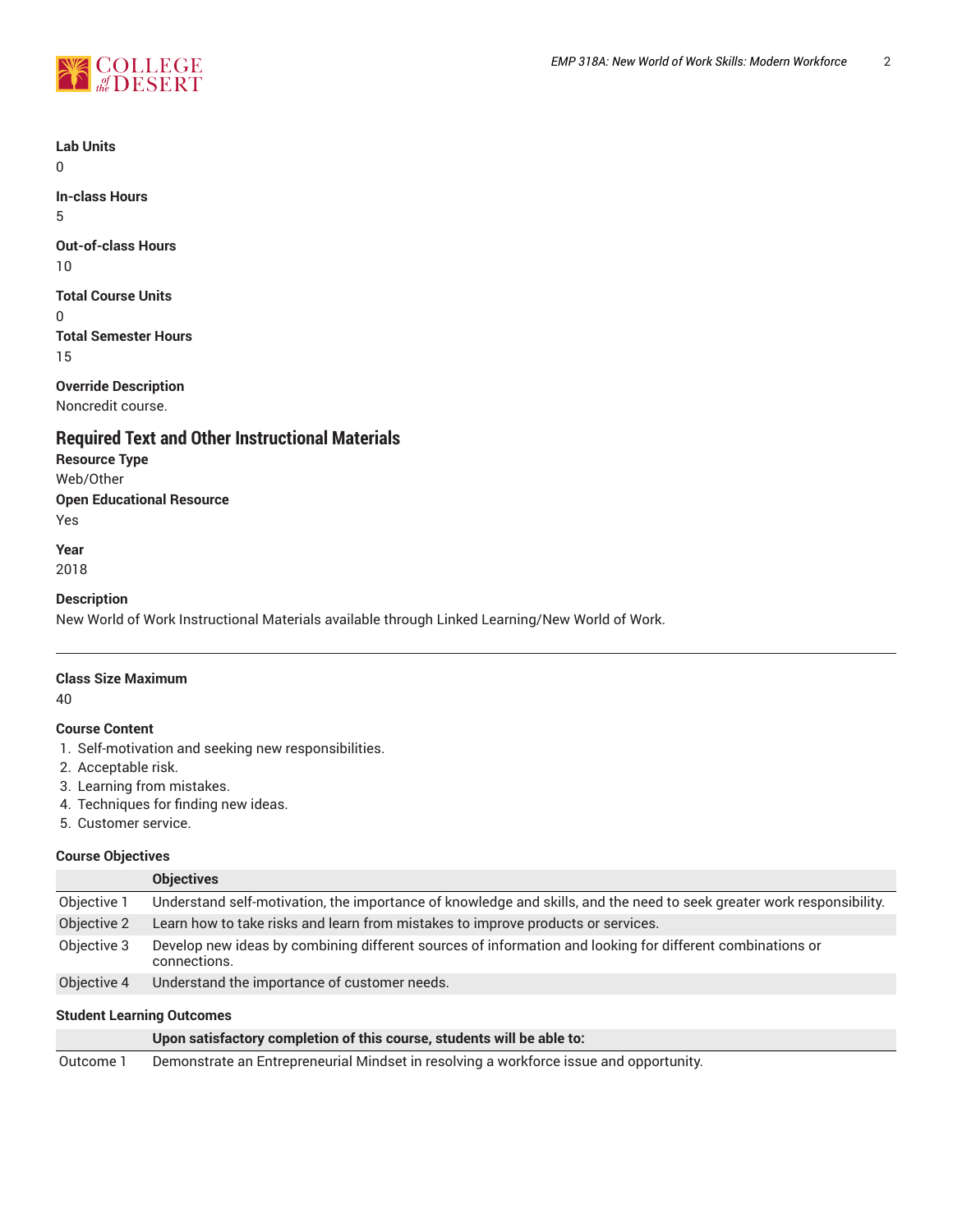**Lab Units**
0

**In-class Hours**
5

**Out-of-class Hours**
10

**Total Course Units**
0

**Total Semester Hours**
15

**Override Description**
Noncredit course.

## Required Text and Other Instructional Materials

**Resource Type**
Web/Other

**Open Educational Resource**
Yes

**Year**
2018

**Description**
New World of Work Instructional Materials available through Linked Learning/New World of Work.

---

**Class Size Maximum**
40

**Course Content**

1. Self-motivation and seeking new responsibilities.
2. Acceptable risk.
3. Learning from mistakes.
4. Techniques for finding new ideas.
5. Customer service.

**Course Objectives**

| | Objectives |
|---|---|
| Objective 1 | Understand self-motivation, the importance of knowledge and skills, and the need to seek greater work responsibility. |
| Objective 2 | Learn how to take risks and learn from mistakes to improve products or services. |
| Objective 3 | Develop new ideas by combining different sources of information and looking for different combinations or connections. |
| Objective 4 | Understand the importance of customer needs. |

**Student Learning Outcomes**

| | Upon satisfactory completion of this course, students will be able to: |
|---|---|
| Outcome 1 | Demonstrate an Entrepreneurial Mindset in resolving a workforce issue and opportunity. |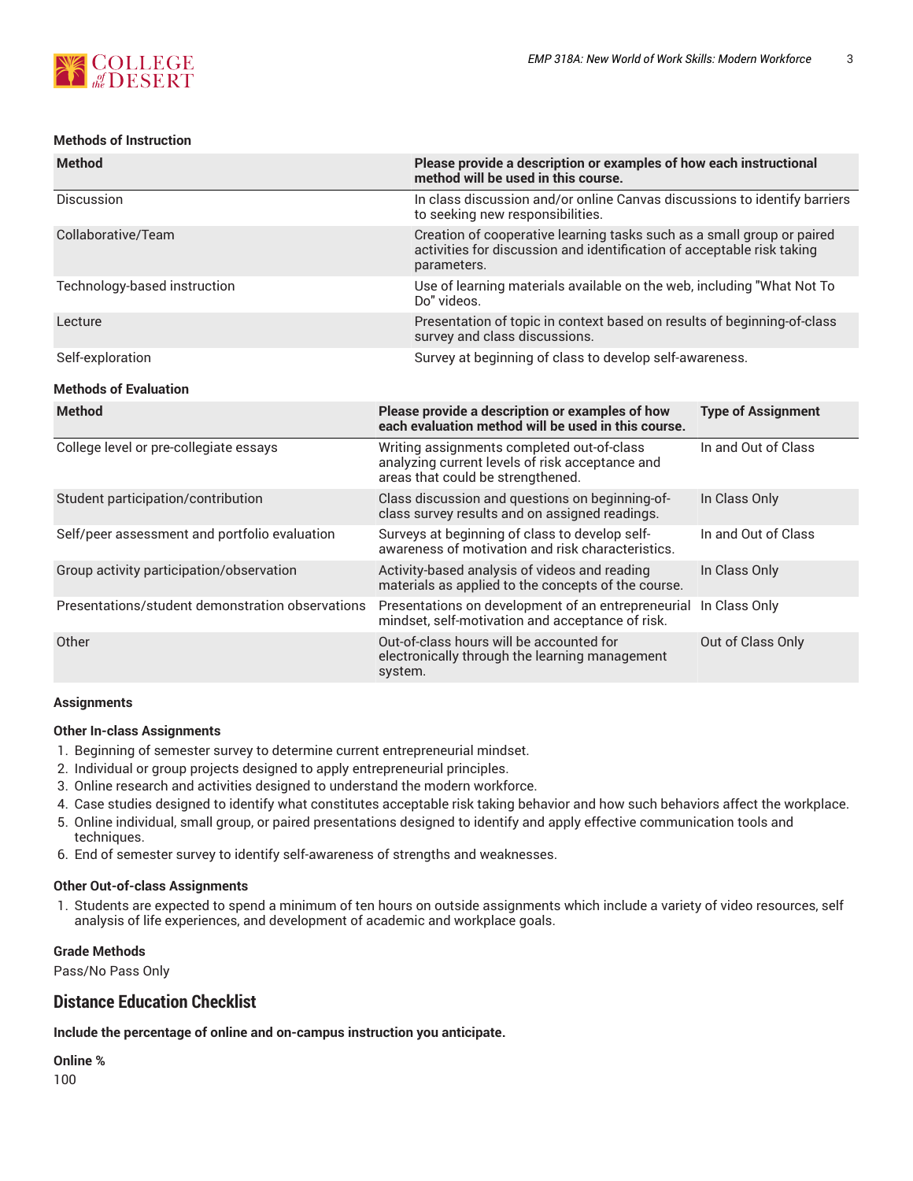### Methods of Instruction

| Method | Please provide a description or examples of how each instructional method will be used in this course. |
|---|---|
| Discussion | In class discussion and/or online Canvas discussions to identify barriers to seeking new responsibilities. |
| Collaborative/Team | Creation of cooperative learning tasks such as a small group or paired activities for discussion and identification of acceptable risk taking parameters. |
| Technology-based instruction | Use of learning materials available on the web, including "What Not To Do" videos. |
| Lecture | Presentation of topic in context based on results of beginning-of-class survey and class discussions. |
| Self-exploration | Survey at beginning of class to develop self-awareness. |

### Methods of Evaluation

| Method | Please provide a description or examples of how each evaluation method will be used in this course. | Type of Assignment |
|---|---|---|
| College level or pre-collegiate essays | Writing assignments completed out-of-class analyzing current levels of risk acceptance and areas that could be strengthened. | In and Out of Class |
| Student participation/contribution | Class discussion and questions on beginning-of-class survey results and on assigned readings. | In Class Only |
| Self/peer assessment and portfolio evaluation | Surveys at beginning of class to develop self-awareness of motivation and risk characteristics. | In and Out of Class |
| Group activity participation/observation | Activity-based analysis of videos and reading materials as applied to the concepts of the course. | In Class Only |
| Presentations/student demonstration observations | Presentations on development of an entrepreneurial mindset, self-motivation and acceptance of risk. | In Class Only |
| Other | Out-of-class hours will be accounted for electronically through the learning management system. | Out of Class Only |

### Assignments

**Other In-class Assignments**

1. Beginning of semester survey to determine current entrepreneurial mindset.
2. Individual or group projects designed to apply entrepreneurial principles.
3. Online research and activities designed to understand the modern workforce.
4. Case studies designed to identify what constitutes acceptable risk taking behavior and how such behaviors affect the workplace.
5. Online individual, small group, or paired presentations designed to identify and apply effective communication tools and techniques.
6. End of semester survey to identify self-awareness of strengths and weaknesses.

**Other Out-of-class Assignments**

1. Students are expected to spend a minimum of ten hours on outside assignments which include a variety of video resources, self analysis of life experiences, and development of academic and workplace goals.

### Grade Methods

Pass/No Pass Only

## Distance Education Checklist

**Include the percentage of online and on-campus instruction you anticipate.**

**Online %**

100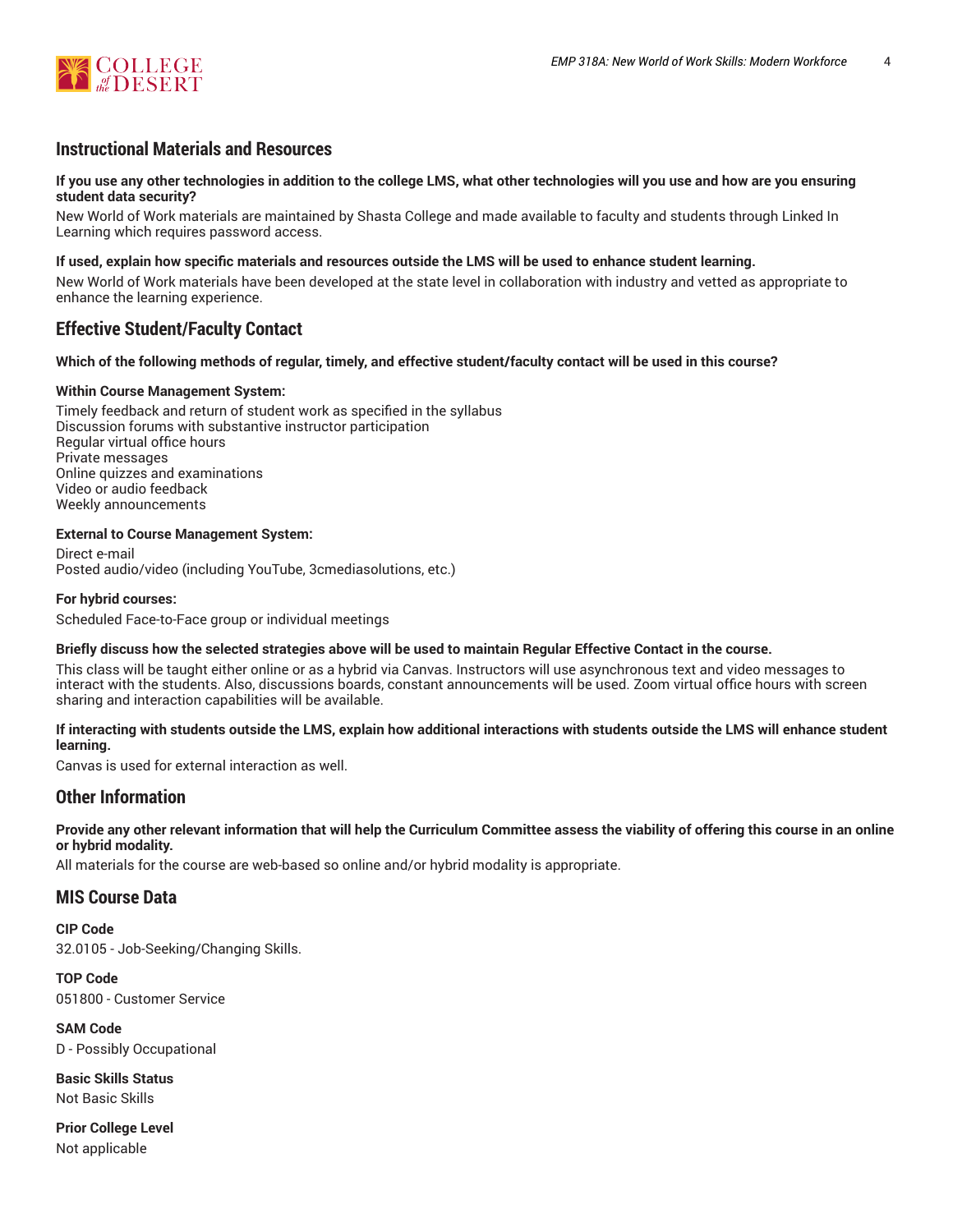## Instructional Materials and Resources

**If you use any other technologies in addition to the college LMS, what other technologies will you use and how are you ensuring student data security?**

New World of Work materials are maintained by Shasta College and made available to faculty and students through Linked In Learning which requires password access.

**If used, explain how specific materials and resources outside the LMS will be used to enhance student learning.**

New World of Work materials have been developed at the state level in collaboration with industry and vetted as appropriate to enhance the learning experience.

## Effective Student/Faculty Contact

**Which of the following methods of regular, timely, and effective student/faculty contact will be used in this course?**

**Within Course Management System:**

Timely feedback and return of student work as specified in the syllabus
Discussion forums with substantive instructor participation
Regular virtual office hours
Private messages
Online quizzes and examinations
Video or audio feedback
Weekly announcements

**External to Course Management System:**

Direct e-mail
Posted audio/video (including YouTube, 3cmediasolutions, etc.)

**For hybrid courses:**

Scheduled Face-to-Face group or individual meetings

**Briefly discuss how the selected strategies above will be used to maintain Regular Effective Contact in the course.**

This class will be taught either online or as a hybrid via Canvas. Instructors will use asynchronous text and video messages to interact with the students. Also, discussions boards, constant announcements will be used. Zoom virtual office hours with screen sharing and interaction capabilities will be available.

**If interacting with students outside the LMS, explain how additional interactions with students outside the LMS will enhance student learning.**

Canvas is used for external interaction as well.

## Other Information

**Provide any other relevant information that will help the Curriculum Committee assess the viability of offering this course in an online or hybrid modality.**

All materials for the course are web-based so online and/or hybrid modality is appropriate.

## MIS Course Data

**CIP Code**
32.0105 - Job-Seeking/Changing Skills.

**TOP Code**
051800 - Customer Service

**SAM Code**
D - Possibly Occupational

**Basic Skills Status**
Not Basic Skills

**Prior College Level**
Not applicable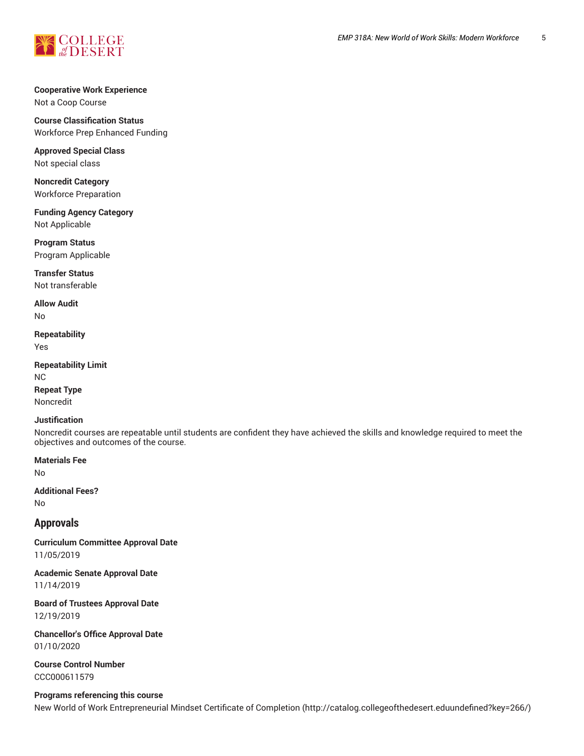**Cooperative Work Experience**
Not a Coop Course

**Course Classification Status**
Workforce Prep Enhanced Funding

**Approved Special Class**
Not special class

**Noncredit Category**
Workforce Preparation

**Funding Agency Category**
Not Applicable

**Program Status**
Program Applicable

**Transfer Status**
Not transferable

**Allow Audit**
No

**Repeatability**
Yes

**Repeatability Limit**
NC

**Repeat Type**
Noncredit

**Justification**
Noncredit courses are repeatable until students are confident they have achieved the skills and knowledge required to meet the objectives and outcomes of the course.

**Materials Fee**
No

**Additional Fees?**
No

## Approvals

**Curriculum Committee Approval Date**
11/05/2019

**Academic Senate Approval Date**
11/14/2019

**Board of Trustees Approval Date**
12/19/2019

**Chancellor's Office Approval Date**
01/10/2020

**Course Control Number**
CCC000611579

**Programs referencing this course**
New World of Work Entrepreneurial Mindset Certificate of Completion (http://catalog.collegeofthedesert.eduundefined?key=266/)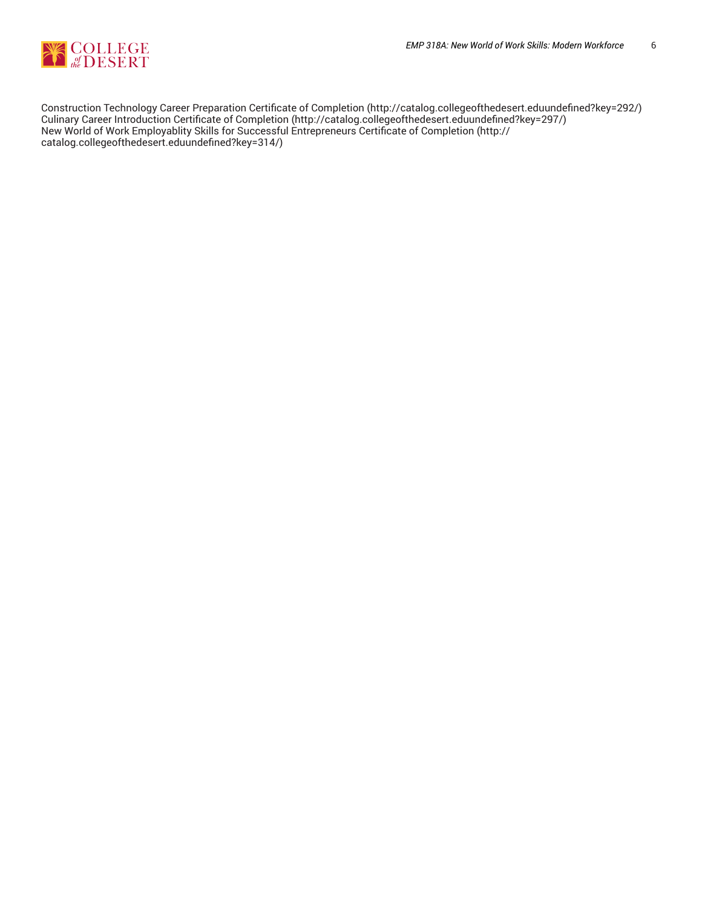Construction Technology Career Preparation Certificate of Completion (http://catalog.collegeofthedesert.eduundefined?key=292/)
Culinary Career Introduction Certificate of Completion (http://catalog.collegeofthedesert.eduundefined?key=297/)
New World of Work Employablity Skills for Successful Entrepreneurs Certificate of Completion (http://catalog.collegeofthedesert.eduundefined?key=314/)